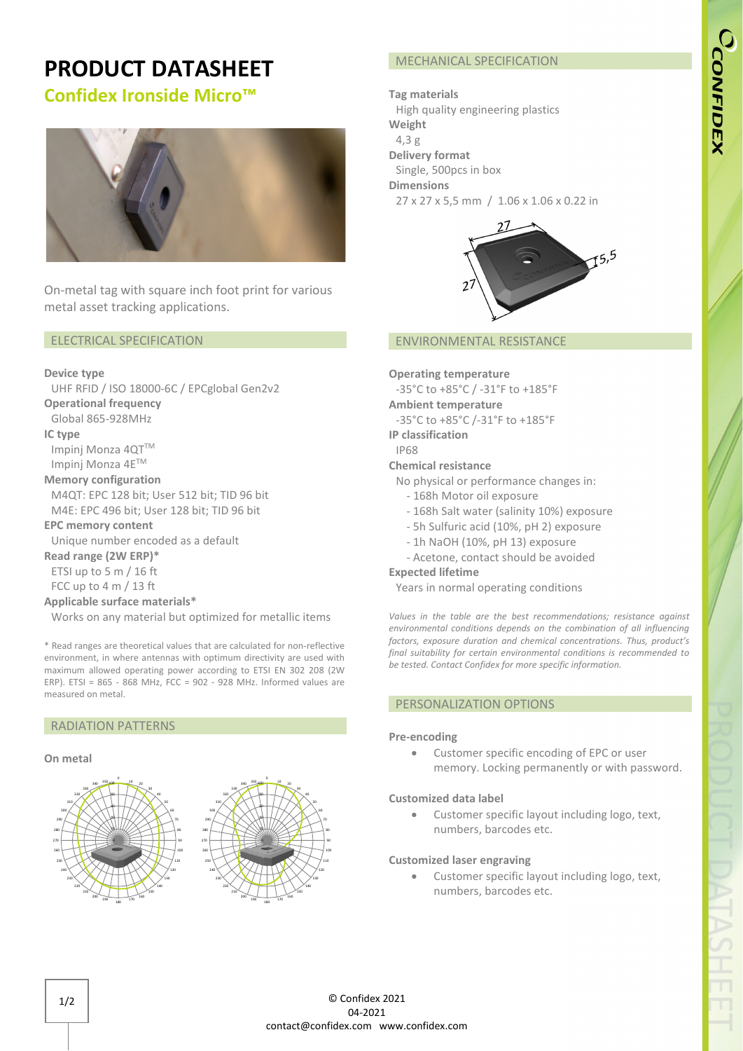# PRODUCT DATASHEET

## Confidex Ironside Micro™

On-metal tag with square inch foot print for various metal asset tracking applications.

## ELECTRICAL SPECIFICATION

**Device type**
UHF RFID / ISO 18000-6C / EPCglobal Gen2v2

**Operational frequency**
Global 865-928MHz

**IC type**
Impinj Monza 4QT™
Impinj Monza 4E™

**Memory configuration**
M4QT: EPC 128 bit; User 512 bit; TID 96 bit
M4E: EPC 496 bit; User 128 bit; TID 96 bit

**EPC memory content**
Unique number encoded as a default

**Read range (2W ERP)***
ETSI up to 5 m / 16 ft
FCC up to 4 m / 13 ft

**Applicable surface materials***
Works on any material but optimized for metallic items

* Read ranges are theoretical values that are calculated for non-reflective environment, in where antennas with optimum directivity are used with maximum allowed operating power according to ETSI EN 302 208 (2W ERP). ETSI = 865 - 868 MHz, FCC = 902 - 928 MHz. Informed values are measured on metal.

## RADIATION PATTERNS

**On metal**

## MECHANICAL SPECIFICATION

**Tag materials**
High quality engineering plastics

**Weight**
4,3 g

**Delivery format**
Single, 500pcs in box

**Dimensions**
27 x 27 x 5,5 mm / 1.06 x 1.06 x 0.22 in

## ENVIRONMENTAL RESISTANCE

**Operating temperature**
-35°C to +85°C / -31°F to +185°F

**Ambient temperature**
-35°C to +85°C /-31°F to +185°F

**IP classification**
IP68

**Chemical resistance**
No physical or performance changes in:
- 168h Motor oil exposure
- 168h Salt water (salinity 10%) exposure
- 5h Sulfuric acid (10%, pH 2) exposure
- 1h NaOH (10%, pH 13) exposure
- Acetone, contact should be avoided

**Expected lifetime**
Years in normal operating conditions

*Values in the table are the best recommendations; resistance against environmental conditions depends on the combination of all influencing factors, exposure duration and chemical concentrations. Thus, product's final suitability for certain environmental conditions is recommended to be tested. Contact Confidex for more specific information.*

## PERSONALIZATION OPTIONS

**Pre-encoding**
- Customer specific encoding of EPC or user memory. Locking permanently or with password.

**Customized data label**
- Customer specific layout including logo, text, numbers, barcodes etc.

**Customized laser engraving**
- Customer specific layout including logo, text, numbers, barcodes etc.

© Confidex 2021
04-2021
contact@confidex.com www.confidex.com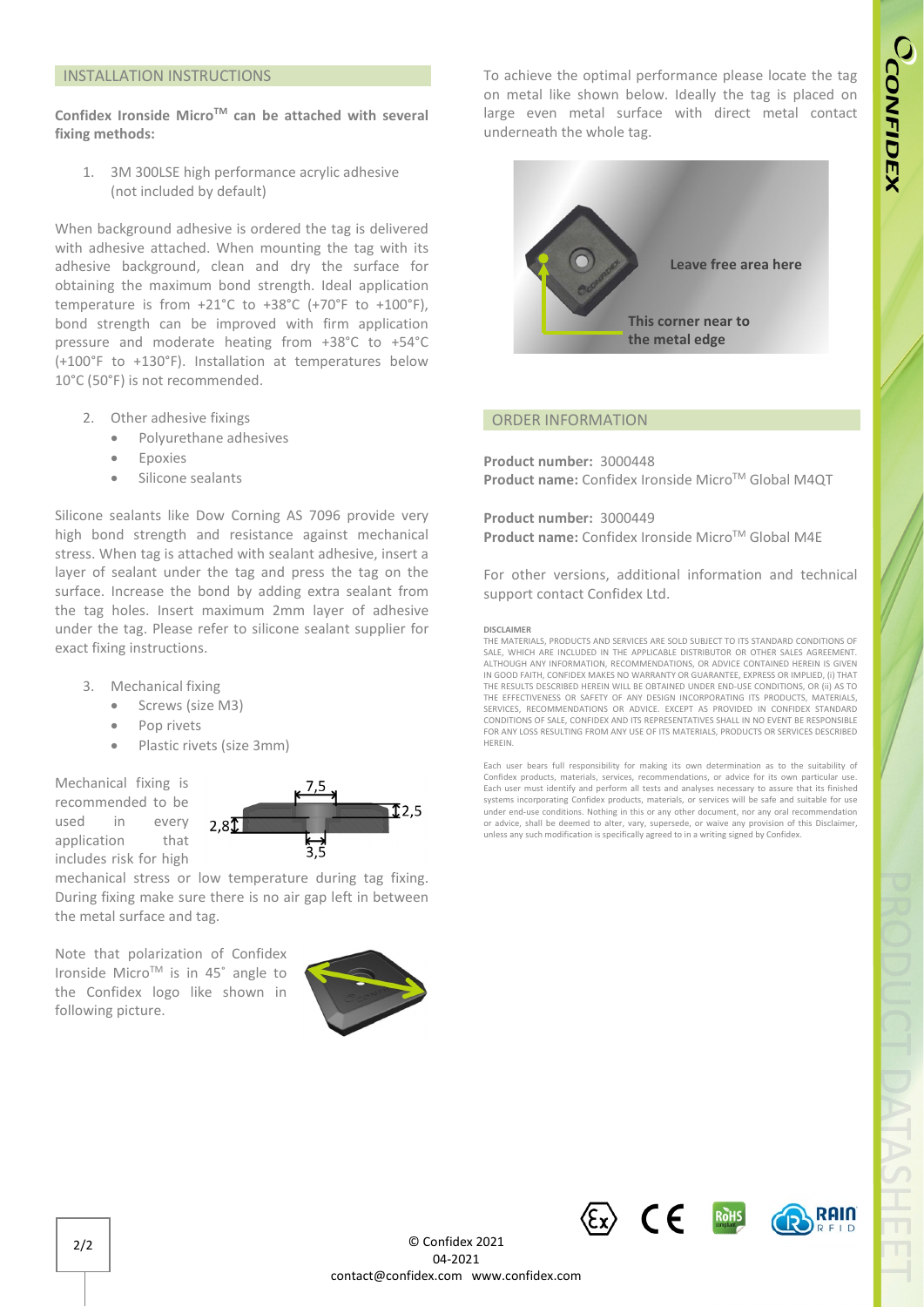## INSTALLATION INSTRUCTIONS

**Confidex Ironside Micro™ can be attached with several fixing methods:**

1. 3M 300LSE high performance acrylic adhesive (not included by default)

When background adhesive is ordered the tag is delivered with adhesive attached. When mounting the tag with its adhesive background, clean and dry the surface for obtaining the maximum bond strength. Ideal application temperature is from +21°C to +38°C (+70°F to +100°F), bond strength can be improved with firm application pressure and moderate heating from +38°C to +54°C (+100°F to +130°F). Installation at temperatures below 10°C (50°F) is not recommended.

2. Other adhesive fixings
   - Polyurethane adhesives
   - Epoxies
   - Silicone sealants

Silicone sealants like Dow Corning AS 7096 provide very high bond strength and resistance against mechanical stress. When tag is attached with sealant adhesive, insert a layer of sealant under the tag and press the tag on the surface. Increase the bond by adding extra sealant from the tag holes. Insert maximum 2mm layer of adhesive under the tag. Please refer to silicone sealant supplier for exact fixing instructions.

3. Mechanical fixing
   - Screws (size M3)
   - Pop rivets
   - Plastic rivets (size 3mm)

Mechanical fixing is recommended to be used in every application that includes risk for high mechanical stress or low temperature during tag fixing. During fixing make sure there is no air gap left in between the metal surface and tag.

7,5
2,5
2,8
3,5

Note that polarization of Confidex Ironside Micro™ is in 45˚ angle to the Confidex logo like shown in following picture.

To achieve the optimal performance please locate the tag on metal like shown below. Ideally the tag is placed on large even metal surface with direct metal contact underneath the whole tag.

Leave free area here

This corner near to the metal edge

## ORDER INFORMATION

**Product number:** 3000448
**Product name:** Confidex Ironside Micro™ Global M4QT

**Product number:** 3000449
**Product name:** Confidex Ironside Micro™ Global M4E

For other versions, additional information and technical support contact Confidex Ltd.

**DISCLAIMER**
THE MATERIALS, PRODUCTS AND SERVICES ARE SOLD SUBJECT TO ITS STANDARD CONDITIONS OF SALE, WHICH ARE INCLUDED IN THE APPLICABLE DISTRIBUTOR OR OTHER SALES AGREEMENT. ALTHOUGH ANY INFORMATION, RECOMMENDATIONS, OR ADVICE CONTAINED HEREIN IS GIVEN IN GOOD FAITH, CONFIDEX MAKES NO WARRANTY OR GUARANTEE, EXPRESS OR IMPLIED, (i) THAT THE RESULTS DESCRIBED HEREIN WILL BE OBTAINED UNDER END-USE CONDITIONS, OR (ii) AS TO THE EFFECTIVENESS OR SAFETY OF ANY DESIGN INCORPORATING ITS PRODUCTS, MATERIALS, SERVICES, RECOMMENDATIONS OR ADVICE. EXCEPT AS PROVIDED IN CONFIDEX STANDARD CONDITIONS OF SALE, CONFIDEX AND ITS REPRESENTATIVES SHALL IN NO EVENT BE RESPONSIBLE FOR ANY LOSS RESULTING FROM ANY USE OF ITS MATERIALS, PRODUCTS OR SERVICES DESCRIBED HEREIN.

Each user bears full responsibility for making its own determination as to the suitability of Confidex products, materials, services, recommendations, or advice for its own particular use. Each user must identify and perform all tests and analyses necessary to assure that its finished systems incorporating Confidex products, materials, or services will be safe and suitable for use under end-use conditions. Nothing in this or any other document, nor any oral recommendation or advice, shall be deemed to alter, vary, supersede, or waive any provision of this Disclaimer, unless any such modification is specifically agreed to in a writing signed by Confidex.

© Confidex 2021
04-2021
contact@confidex.com www.confidex.com